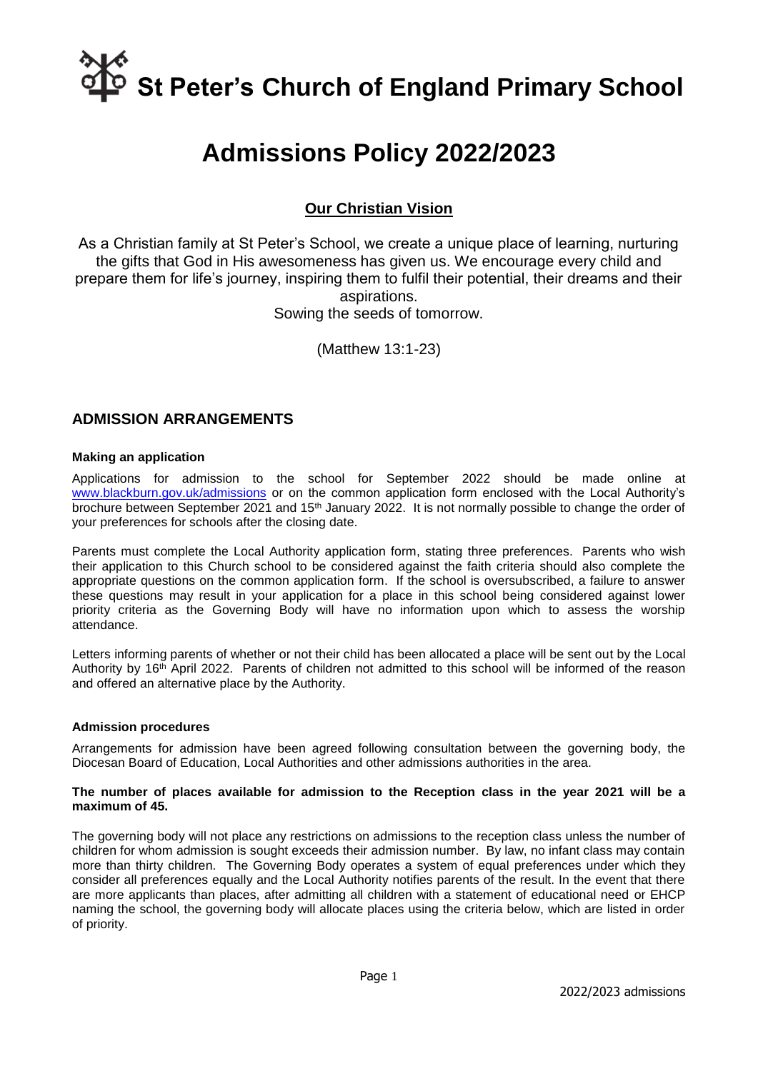# St Peter's Church of England Primary School

# Admissions Policy 2022/2023

## Our Christian Vision

As a Christian family at St Peter's School, we create a unique place of learning, nurturing the gifts that God in His awesomeness has given us. We encourage every child and prepare them for life's journey, inspiring them to fulfil their potential, their dreams and their aspirations.
Sowing the seeds of tomorrow.

(Matthew 13:1-23)

## ADMISSION ARRANGEMENTS

### Making an application

Applications for admission to the school for September 2022 should be made online at www.blackburn.gov.uk/admissions or on the common application form enclosed with the Local Authority's brochure between September 2021 and 15th January 2022. It is not normally possible to change the order of your preferences for schools after the closing date.

Parents must complete the Local Authority application form, stating three preferences. Parents who wish their application to this Church school to be considered against the faith criteria should also complete the appropriate questions on the common application form. If the school is oversubscribed, a failure to answer these questions may result in your application for a place in this school being considered against lower priority criteria as the Governing Body will have no information upon which to assess the worship attendance.

Letters informing parents of whether or not their child has been allocated a place will be sent out by the Local Authority by 16th April 2022. Parents of children not admitted to this school will be informed of the reason and offered an alternative place by the Authority.

### Admission procedures

Arrangements for admission have been agreed following consultation between the governing body, the Diocesan Board of Education, Local Authorities and other admissions authorities in the area.

**The number of places available for admission to the Reception class in the year 2021 will be a maximum of 45.**

The governing body will not place any restrictions on admissions to the reception class unless the number of children for whom admission is sought exceeds their admission number. By law, no infant class may contain more than thirty children. The Governing Body operates a system of equal preferences under which they consider all preferences equally and the Local Authority notifies parents of the result. In the event that there are more applicants than places, after admitting all children with a statement of educational need or EHCP naming the school, the governing body will allocate places using the criteria below, which are listed in order of priority.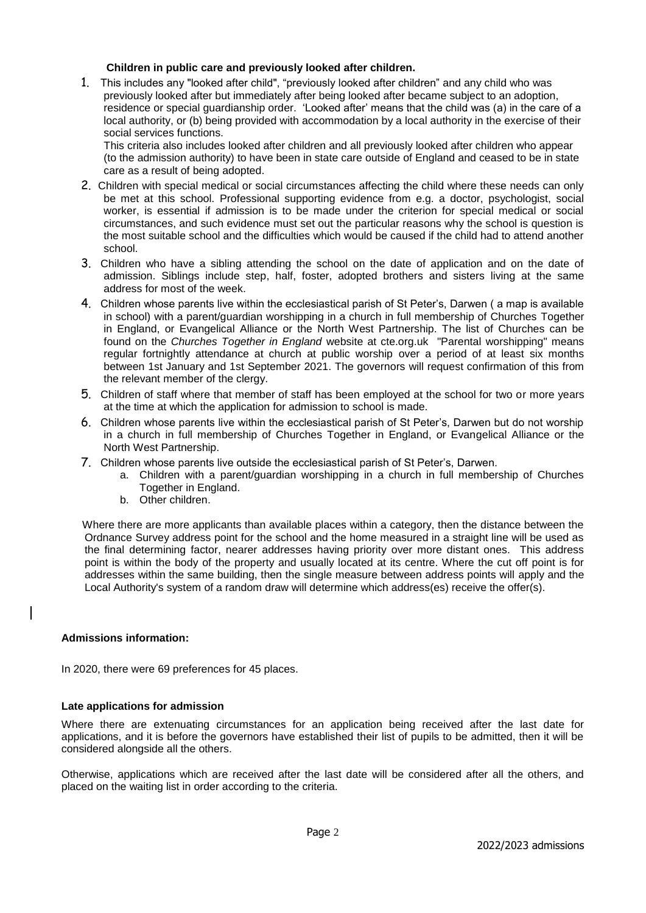**Children in public care and previously looked after children.**

1. This includes any "looked after child", "previously looked after children" and any child who was previously looked after but immediately after being looked after became subject to an adoption, residence or special guardianship order. 'Looked after' means that the child was (a) in the care of a local authority, or (b) being provided with accommodation by a local authority in the exercise of their social services functions.

   This criteria also includes looked after children and all previously looked after children who appear (to the admission authority) to have been in state care outside of England and ceased to be in state care as a result of being adopted.

2. Children with special medical or social circumstances affecting the child where these needs can only be met at this school. Professional supporting evidence from e.g. a doctor, psychologist, social worker, is essential if admission is to be made under the criterion for special medical or social circumstances, and such evidence must set out the particular reasons why the school is question is the most suitable school and the difficulties which would be caused if the child had to attend another school.

3. Children who have a sibling attending the school on the date of application and on the date of admission. Siblings include step, half, foster, adopted brothers and sisters living at the same address for most of the week.

4. Children whose parents live within the ecclesiastical parish of St Peter's, Darwen ( a map is available in school) with a parent/guardian worshipping in a church in full membership of Churches Together in England, or Evangelical Alliance or the North West Partnership. The list of Churches can be found on the *Churches Together in England* website at cte.org.uk "Parental worshipping" means regular fortnightly attendance at church at public worship over a period of at least six months between 1st January and 1st September 2021. The governors will request confirmation of this from the relevant member of the clergy.

5. Children of staff where that member of staff has been employed at the school for two or more years at the time at which the application for admission to school is made.

6. Children whose parents live within the ecclesiastical parish of St Peter's, Darwen but do not worship in a church in full membership of Churches Together in England, or Evangelical Alliance or the North West Partnership.

7. Children whose parents live outside the ecclesiastical parish of St Peter's, Darwen.
   a. Children with a parent/guardian worshipping in a church in full membership of Churches Together in England.
   b. Other children.

Where there are more applicants than available places within a category, then the distance between the Ordnance Survey address point for the school and the home measured in a straight line will be used as the final determining factor, nearer addresses having priority over more distant ones. This address point is within the body of the property and usually located at its centre. Where the cut off point is for addresses within the same building, then the single measure between address points will apply and the Local Authority's system of a random draw will determine which address(es) receive the offer(s).

**Admissions information:**

In 2020, there were 69 preferences for 45 places.

**Late applications for admission**

Where there are extenuating circumstances for an application being received after the last date for applications, and it is before the governors have established their list of pupils to be admitted, then it will be considered alongside all the others.

Otherwise, applications which are received after the last date will be considered after all the others, and placed on the waiting list in order according to the criteria.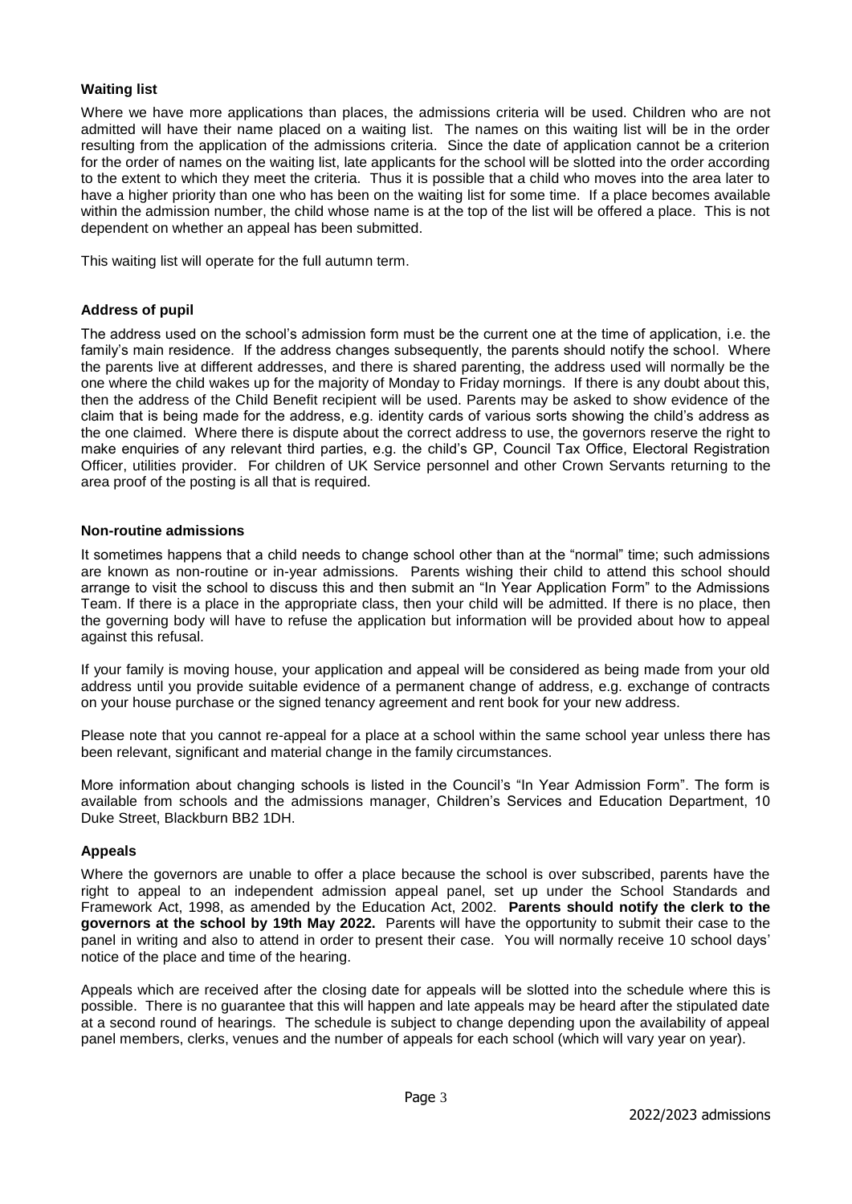**Waiting list**

Where we have more applications than places, the admissions criteria will be used. Children who are not admitted will have their name placed on a waiting list. The names on this waiting list will be in the order resulting from the application of the admissions criteria. Since the date of application cannot be a criterion for the order of names on the waiting list, late applicants for the school will be slotted into the order according to the extent to which they meet the criteria. Thus it is possible that a child who moves into the area later to have a higher priority than one who has been on the waiting list for some time. If a place becomes available within the admission number, the child whose name is at the top of the list will be offered a place. This is not dependent on whether an appeal has been submitted.

This waiting list will operate for the full autumn term.

**Address of pupil**

The address used on the school's admission form must be the current one at the time of application, i.e. the family's main residence. If the address changes subsequently, the parents should notify the school. Where the parents live at different addresses, and there is shared parenting, the address used will normally be the one where the child wakes up for the majority of Monday to Friday mornings. If there is any doubt about this, then the address of the Child Benefit recipient will be used. Parents may be asked to show evidence of the claim that is being made for the address, e.g. identity cards of various sorts showing the child's address as the one claimed. Where there is dispute about the correct address to use, the governors reserve the right to make enquiries of any relevant third parties, e.g. the child's GP, Council Tax Office, Electoral Registration Officer, utilities provider. For children of UK Service personnel and other Crown Servants returning to the area proof of the posting is all that is required.

**Non-routine admissions**

It sometimes happens that a child needs to change school other than at the "normal" time; such admissions are known as non-routine or in-year admissions. Parents wishing their child to attend this school should arrange to visit the school to discuss this and then submit an "In Year Application Form" to the Admissions Team. If there is a place in the appropriate class, then your child will be admitted. If there is no place, then the governing body will have to refuse the application but information will be provided about how to appeal against this refusal.

If your family is moving house, your application and appeal will be considered as being made from your old address until you provide suitable evidence of a permanent change of address, e.g. exchange of contracts on your house purchase or the signed tenancy agreement and rent book for your new address.

Please note that you cannot re-appeal for a place at a school within the same school year unless there has been relevant, significant and material change in the family circumstances.

More information about changing schools is listed in the Council's "In Year Admission Form". The form is available from schools and the admissions manager, Children's Services and Education Department, 10 Duke Street, Blackburn BB2 1DH.

**Appeals**

Where the governors are unable to offer a place because the school is over subscribed, parents have the right to appeal to an independent admission appeal panel, set up under the School Standards and Framework Act, 1998, as amended by the Education Act, 2002. **Parents should notify the clerk to the governors at the school by 19th May 2022.** Parents will have the opportunity to submit their case to the panel in writing and also to attend in order to present their case. You will normally receive 10 school days' notice of the place and time of the hearing.

Appeals which are received after the closing date for appeals will be slotted into the schedule where this is possible. There is no guarantee that this will happen and late appeals may be heard after the stipulated date at a second round of hearings. The schedule is subject to change depending upon the availability of appeal panel members, clerks, venues and the number of appeals for each school (which will vary year on year).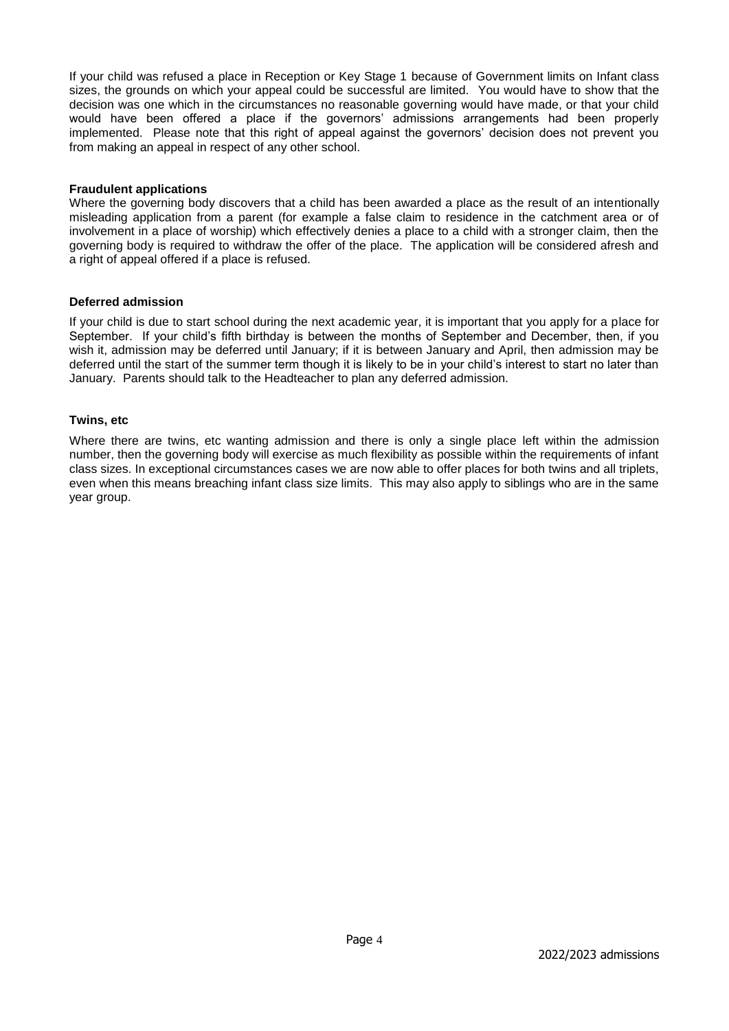If your child was refused a place in Reception or Key Stage 1 because of Government limits on Infant class sizes, the grounds on which your appeal could be successful are limited. You would have to show that the decision was one which in the circumstances no reasonable governing would have made, or that your child would have been offered a place if the governors' admissions arrangements had been properly implemented. Please note that this right of appeal against the governors' decision does not prevent you from making an appeal in respect of any other school.

**Fraudulent applications**

Where the governing body discovers that a child has been awarded a place as the result of an intentionally misleading application from a parent (for example a false claim to residence in the catchment area or of involvement in a place of worship) which effectively denies a place to a child with a stronger claim, then the governing body is required to withdraw the offer of the place. The application will be considered afresh and a right of appeal offered if a place is refused.

**Deferred admission**

If your child is due to start school during the next academic year, it is important that you apply for a place for September. If your child's fifth birthday is between the months of September and December, then, if you wish it, admission may be deferred until January; if it is between January and April, then admission may be deferred until the start of the summer term though it is likely to be in your child's interest to start no later than January. Parents should talk to the Headteacher to plan any deferred admission.

**Twins, etc**

Where there are twins, etc wanting admission and there is only a single place left within the admission number, then the governing body will exercise as much flexibility as possible within the requirements of infant class sizes. In exceptional circumstances cases we are now able to offer places for both twins and all triplets, even when this means breaching infant class size limits. This may also apply to siblings who are in the same year group.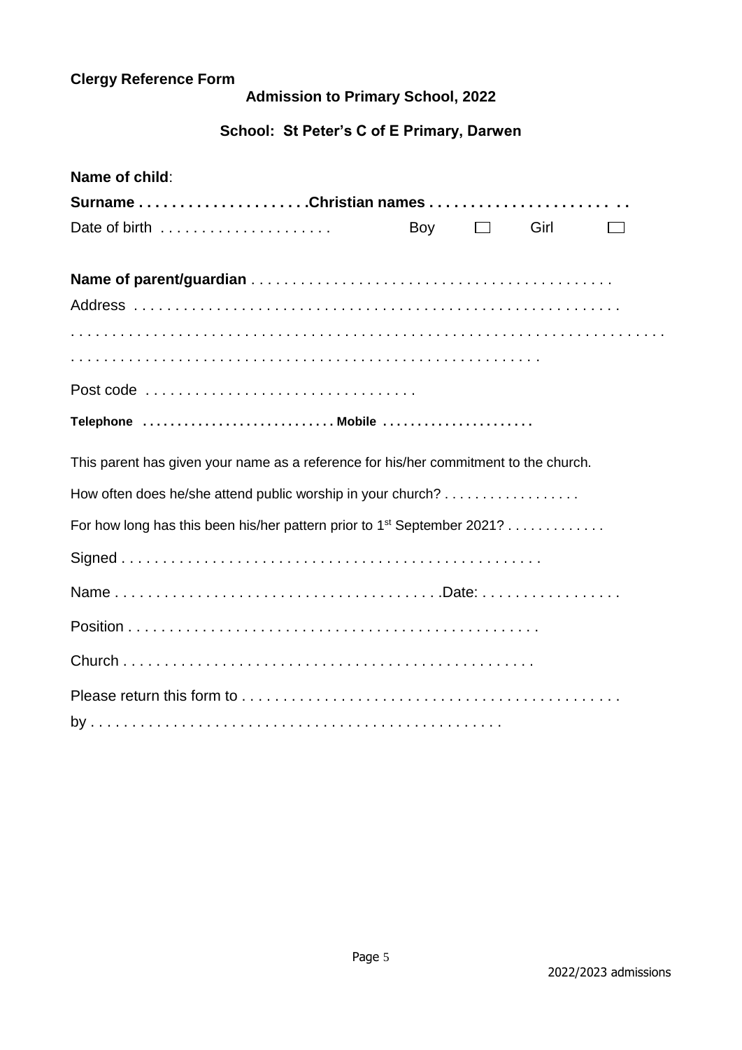**Clergy Reference Form**

**Admission to Primary School, 2022**

**School: St Peter's C of E Primary, Darwen**

**Name of child**:

**Surname . . . . . . . . . . . . . . . . . . . . .Christian names . . . . . . . . . . . . . . . . . . . . . . . .**

Date of birth . . . . . . . . . . . . . . . . . . . . Boy ☐ Girl ☐

**Name of parent/guardian** . . . . . . . . . . . . . . . . . . . . . . . . . . . . . . . . . . . . . . . . . . . .

Address . . . . . . . . . . . . . . . . . . . . . . . . . . . . . . . . . . . . . . . . . . . . . . . . . . . . . . .

. . . . . . . . . . . . . . . . . . . . . . . . . . . . . . . . . . . . . . . . . . . . . . . . . . . . . . . . . . . . . . . . . . .

. . . . . . . . . . . . . . . . . . . . . . . . . . . . . . . . . . . . . . . . . . . . . . . . . . . . .

Post code . . . . . . . . . . . . . . . . . . . . . . . . . . . . . . . . .

**Telephone . . . . . . . . . . . . . . . . . . . . . . . . . . . Mobile . . . . . . . . . . . . . . . . . . . . . .**

This parent has given your name as a reference for his/her commitment to the church.

How often does he/she attend public worship in your church? . . . . . . . . . . . . . . . . . .

For how long has this been his/her pattern prior to 1st September 2021? . . . . . . . . . . . . .

Signed . . . . . . . . . . . . . . . . . . . . . . . . . . . . . . . . . . . . . . . . . . . . . . . . . . . .

Name . . . . . . . . . . . . . . . . . . . . . . . . . . . . . . . . . . . . . . .Date: . . . . . . . . . . . . . . . . .

Position . . . . . . . . . . . . . . . . . . . . . . . . . . . . . . . . . . . . . . . . . . . . . . . . . . .

Church . . . . . . . . . . . . . . . . . . . . . . . . . . . . . . . . . . . . . . . . . . . . . . . . . . .

Please return this form to . . . . . . . . . . . . . . . . . . . . . . . . . . . . . . . . . . . . . . . . . . . . . .

by . . . . . . . . . . . . . . . . . . . . . . . . . . . . . . . . . . . . . . . . . . . . . . . . . . .

2022/2023 admissions